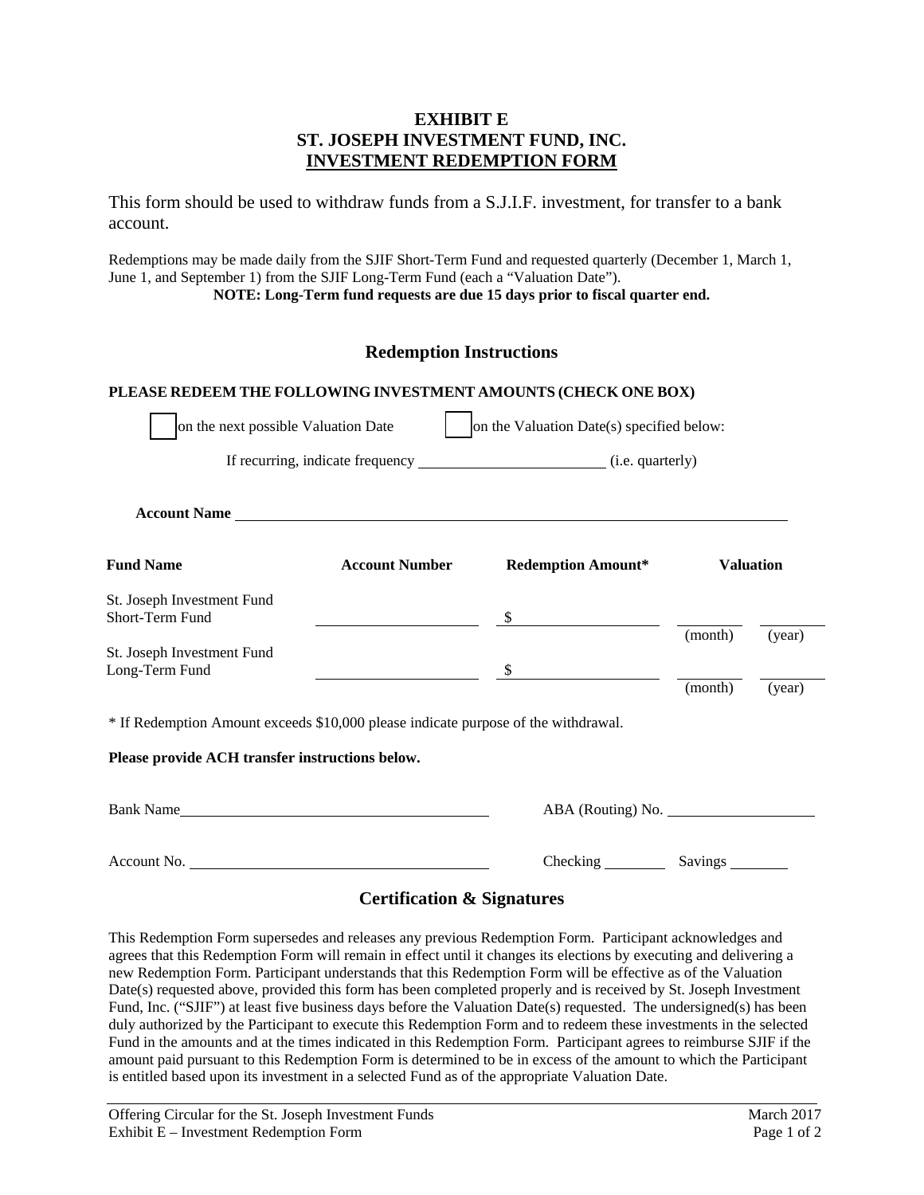# EXHIBIT E
# ST. JOSEPH INVESTMENT FUND, INC.
# INVESTMENT REDEMPTION FORM

This form should be used to withdraw funds from a S.J.I.F. investment, for transfer to a bank account.

Redemptions may be made daily from the SJIF Short-Term Fund and requested quarterly (December 1, March 1, June 1, and September 1) from the SJIF Long-Term Fund (each a "Valuation Date").

**NOTE: Long-Term fund requests are due 15 days prior to fiscal quarter end.**

## Redemption Instructions

**PLEASE REDEEM THE FOLLOWING INVESTMENT AMOUNTS (CHECK ONE BOX)**

☐ on the next possible Valuation Date ☐ on the Valuation Date(s) specified below:

If recurring, indicate frequency ________________ (i.e. quarterly)

**Account Name** ______________________________________________

| Fund Name | Account Number | Redemption Amount* | Valuation | |
|---|---|---|---|---|
| St. Joseph Investment Fund Short-Term Fund | ____________ | $ ____________ | ______ (month) | ______ (year) |
| St. Joseph Investment Fund Long-Term Fund | ____________ | $ ____________ | ______ (month) | ______ (year) |

* If Redemption Amount exceeds $10,000 please indicate purpose of the withdrawal.

**Please provide ACH transfer instructions below.**

Bank Name ______________________________ ABA (Routing) No. ______________

Account No. ______________________________ Checking ________ Savings ________

## Certification & Signatures

This Redemption Form supersedes and releases any previous Redemption Form. Participant acknowledges and agrees that this Redemption Form will remain in effect until it changes its elections by executing and delivering a new Redemption Form. Participant understands that this Redemption Form will be effective as of the Valuation Date(s) requested above, provided this form has been completed properly and is received by St. Joseph Investment Fund, Inc. ("SJIF") at least five business days before the Valuation Date(s) requested. The undersigned(s) has been duly authorized by the Participant to execute this Redemption Form and to redeem these investments in the selected Fund in the amounts and at the times indicated in this Redemption Form. Participant agrees to reimburse SJIF if the amount paid pursuant to this Redemption Form is determined to be in excess of the amount to which the Participant is entitled based upon its investment in a selected Fund as of the appropriate Valuation Date.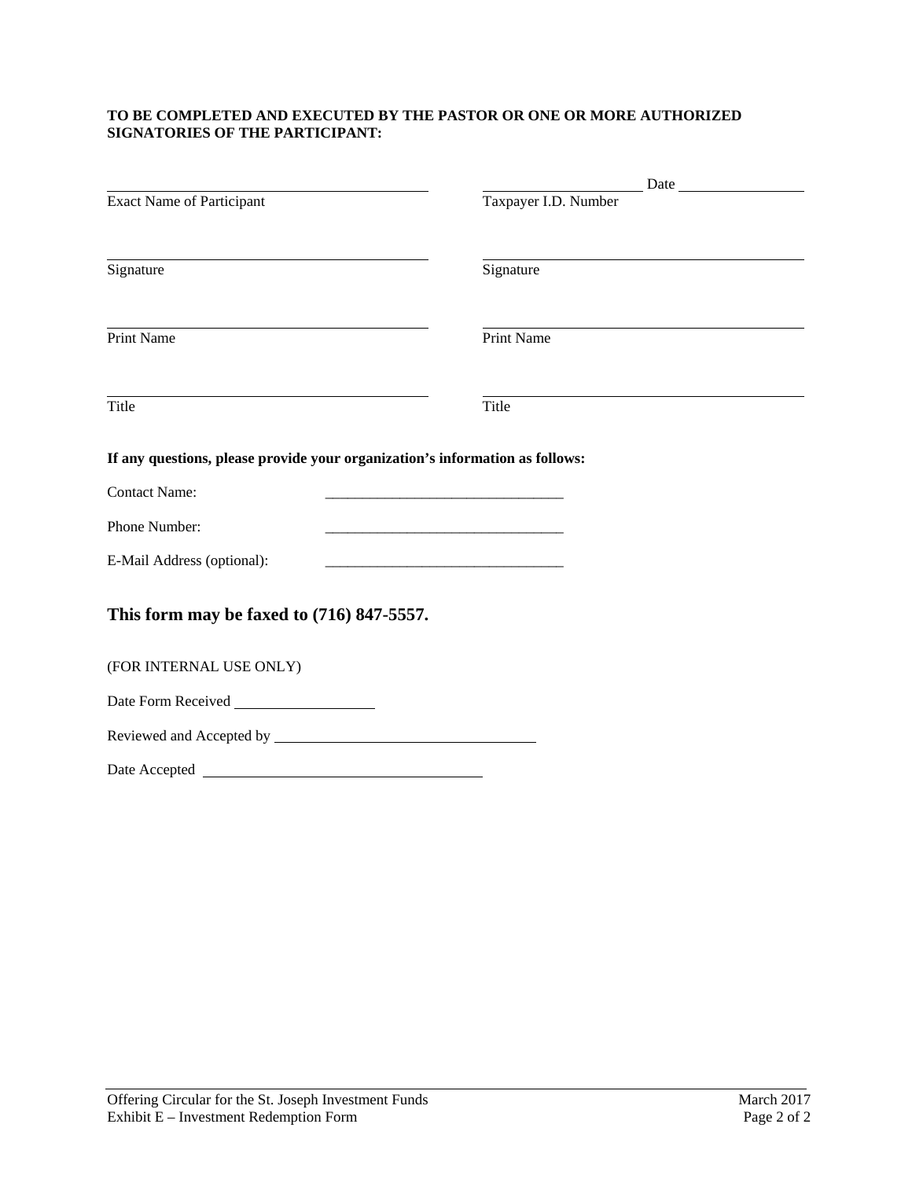**TO BE COMPLETED AND EXECUTED BY THE PASTOR OR ONE OR MORE AUTHORIZED SIGNATORIES OF THE PARTICIPANT:**

| | |
|---|---|
| ______________________________ | ____________________ Date ______________ |
| Exact Name of Participant | Taxpayer I.D. Number |
| ______________________________ | ______________________________ |
| Signature | Signature |
| ______________________________ | ______________________________ |
| Print Name | Print Name |
| ______________________________ | ______________________________ |
| Title | Title |

**If any questions, please provide your organization's information as follows:**

Contact Name: ________________________________

Phone Number: ________________________________

E-Mail Address (optional): ________________________________

## This form may be faxed to (716) 847-5557.

(FOR INTERNAL USE ONLY)

Date Form Received ____________________

Reviewed and Accepted by ____________________________________

Date Accepted ____________________________________